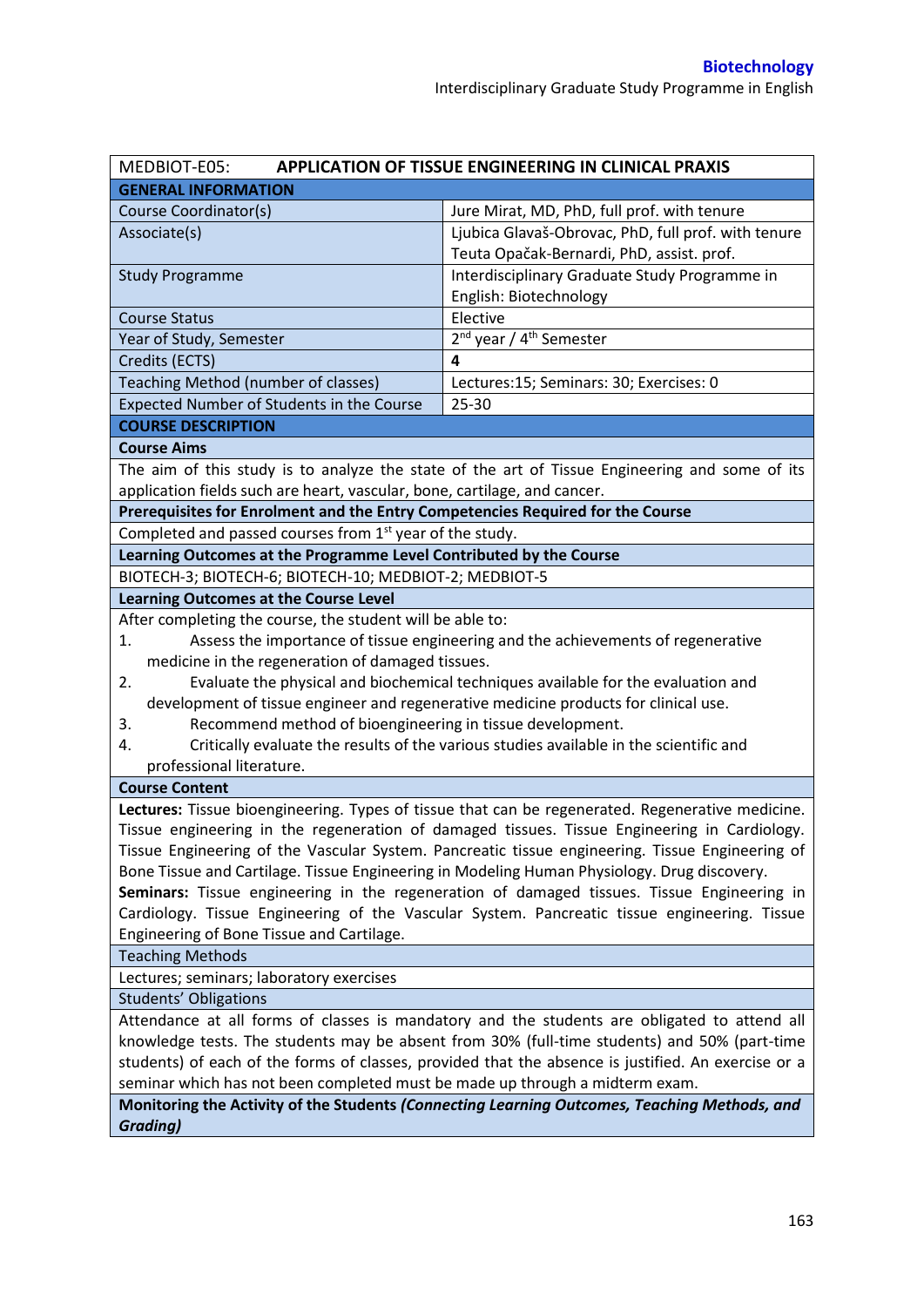| MEDBIOT-E05: | APPLICATION OF TISSUE ENGINEERING IN CLINICAL PRAXIS |
|---|---|
| **GENERAL INFORMATION** | |
| Course Coordinator(s) | Jure Mirat, MD, PhD, full prof. with tenure |
| Associate(s) | Ljubica Glavaš-Obrovac, PhD, full prof. with tenure<br>Teuta Opačak-Bernardi, PhD, assist. prof. |
| Study Programme | Interdisciplinary Graduate Study Programme in English: Biotechnology |
| Course Status | Elective |
| Year of Study, Semester | 2nd year / 4th Semester |
| Credits (ECTS) | **4** |
| Teaching Method (number of classes) | Lectures:15; Seminars: 30; Exercises: 0 |
| Expected Number of Students in the Course | 25-30 |

## COURSE DESCRIPTION

**Course Aims**

The aim of this study is to analyze the state of the art of Tissue Engineering and some of its application fields such are heart, vascular, bone, cartilage, and cancer.

**Prerequisites for Enrolment and the Entry Competencies Required for the Course**

Completed and passed courses from 1st year of the study.

**Learning Outcomes at the Programme Level Contributed by the Course**

BIOTECH-3; BIOTECH-6; BIOTECH-10; MEDBIOT-2; MEDBIOT-5

**Learning Outcomes at the Course Level**

After completing the course, the student will be able to:

1. Assess the importance of tissue engineering and the achievements of regenerative medicine in the regeneration of damaged tissues.
2. Evaluate the physical and biochemical techniques available for the evaluation and development of tissue engineer and regenerative medicine products for clinical use.
3. Recommend method of bioengineering in tissue development.
4. Critically evaluate the results of the various studies available in the scientific and professional literature.

**Course Content**

**Lectures:** Tissue bioengineering. Types of tissue that can be regenerated. Regenerative medicine. Tissue engineering in the regeneration of damaged tissues. Tissue Engineering in Cardiology. Tissue Engineering of the Vascular System. Pancreatic tissue engineering. Tissue Engineering of Bone Tissue and Cartilage. Tissue Engineering in Modeling Human Physiology. Drug discovery.

**Seminars:** Tissue engineering in the regeneration of damaged tissues. Tissue Engineering in Cardiology. Tissue Engineering of the Vascular System. Pancreatic tissue engineering. Tissue Engineering of Bone Tissue and Cartilage.

Teaching Methods

Lectures; seminars; laboratory exercises

Students' Obligations

Attendance at all forms of classes is mandatory and the students are obligated to attend all knowledge tests. The students may be absent from 30% (full-time students) and 50% (part-time students) of each of the forms of classes, provided that the absence is justified. An exercise or a seminar which has not been completed must be made up through a midterm exam.

**Monitoring the Activity of the Students *(Connecting Learning Outcomes, Teaching Methods, and Grading)***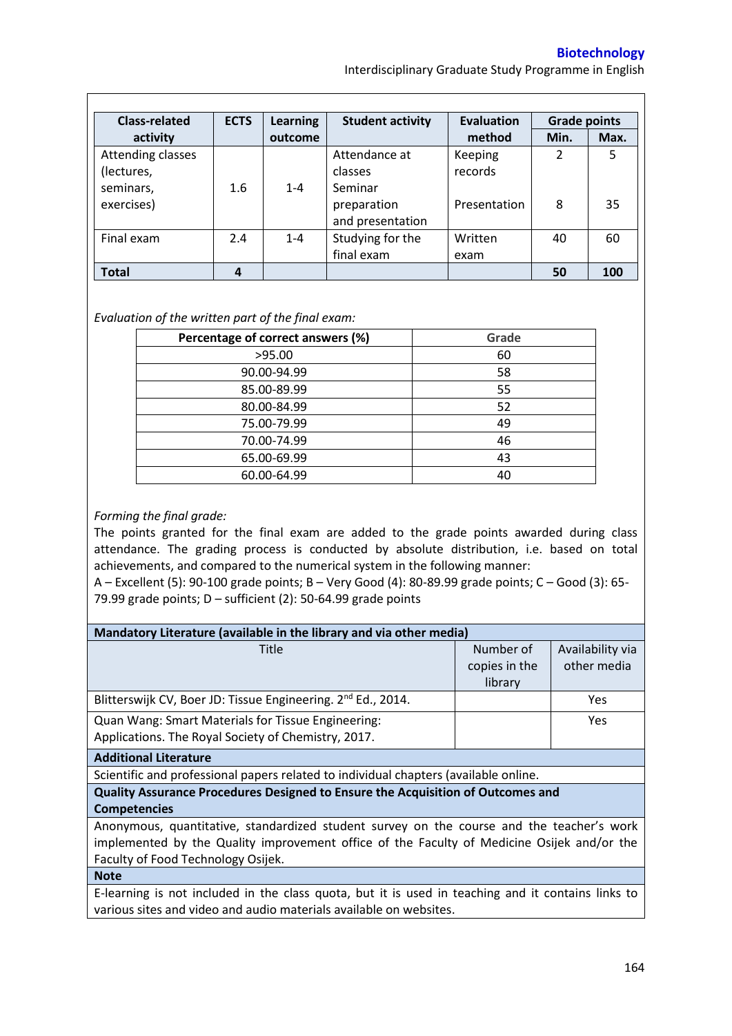| Class-related activity | ECTS | Learning outcome | Student activity | Evaluation method | Grade points | |
|---|---|---|---|---|---|---|
| | | | | | Min. | Max. |
| Attending classes (lectures, seminars, exercises) | 1.6 | 1-4 | Attendance at classes<br>Seminar preparation and presentation | Keeping records<br>Presentation | 2<br>8 | 5<br>35 |
| Final exam | 2.4 | 1-4 | Studying for the final exam | Written exam | 40 | 60 |
| **Total** | **4** | | | | **50** | **100** |

*Evaluation of the written part of the final exam:*

| Percentage of correct answers (%) | Grade |
|---|---|
| >95.00 | 60 |
| 90.00-94.99 | 58 |
| 85.00-89.99 | 55 |
| 80.00-84.99 | 52 |
| 75.00-79.99 | 49 |
| 70.00-74.99 | 46 |
| 65.00-69.99 | 43 |
| 60.00-64.99 | 40 |

*Forming the final grade:*

The points granted for the final exam are added to the grade points awarded during class attendance. The grading process is conducted by absolute distribution, i.e. based on total achievements, and compared to the numerical system in the following manner:

A – Excellent (5): 90-100 grade points; B – Very Good (4): 80-89.99 grade points; C – Good (3): 65-79.99 grade points; D – sufficient (2): 50-64.99 grade points

| Mandatory Literature (available in the library and via other media) | | |
|---|---|---|
| Title | Number of copies in the library | Availability via other media |
| Blitterswijk CV, Boer JD: Tissue Engineering. 2nd Ed., 2014. | | Yes |
| Quan Wang: Smart Materials for Tissue Engineering: Applications. The Royal Society of Chemistry, 2017. | | Yes |

**Additional Literature**

Scientific and professional papers related to individual chapters (available online.

**Quality Assurance Procedures Designed to Ensure the Acquisition of Outcomes and Competencies**

Anonymous, quantitative, standardized student survey on the course and the teacher's work implemented by the Quality improvement office of the Faculty of Medicine Osijek and/or the Faculty of Food Technology Osijek.

**Note**

E-learning is not included in the class quota, but it is used in teaching and it contains links to various sites and video and audio materials available on websites.